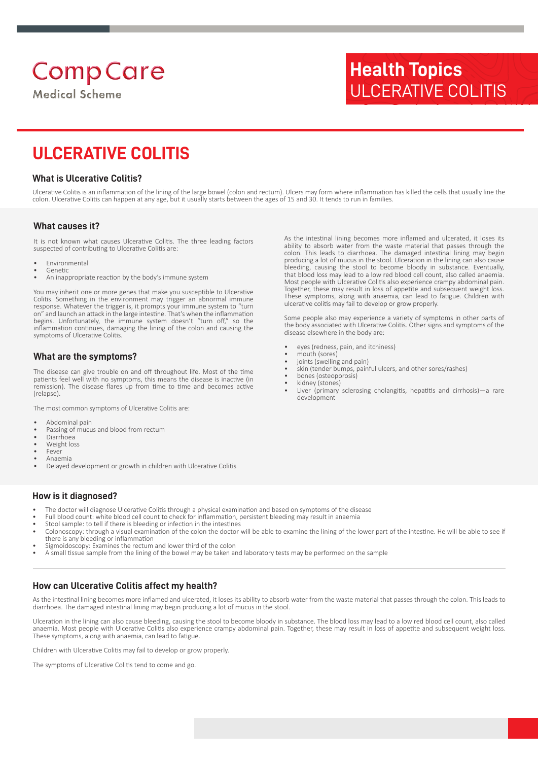CompCare

Medical Scheme

**Health Topics**
ULCERATIVE COLITIS

# ULCERATIVE COLITIS

## What is Ulcerative Colitis?

Ulcerative Colitis is an inflammation of the lining of the large bowel (colon and rectum). Ulcers may form where inflammation has killed the cells that usually line the colon. Ulcerative Colitis can happen at any age, but it usually starts between the ages of 15 and 30. It tends to run in families.

## What causes it?

It is not known what causes Ulcerative Colitis. The three leading factors suspected of contributing to Ulcerative Colitis are:

- Environmental
- Genetic
- An inappropriate reaction by the body's immune system

You may inherit one or more genes that make you susceptible to Ulcerative Colitis. Something in the environment may trigger an abnormal immune response. Whatever the trigger is, it prompts your immune system to "turn on" and launch an attack in the large intestine. That's when the inflammation begins. Unfortunately, the immune system doesn't "turn off," so the inflammation continues, damaging the lining of the colon and causing the symptoms of Ulcerative Colitis.

## What are the symptoms?

The disease can give trouble on and off throughout life. Most of the time patients feel well with no symptoms, this means the disease is inactive (in remission). The disease flares up from time to time and becomes active (relapse).

The most common symptoms of Ulcerative Colitis are:

- Abdominal pain
- Passing of mucus and blood from rectum
- Diarrhoea
- Weight loss
- Fever
- Anaemia
- Delayed development or growth in children with Ulcerative Colitis

As the intestinal lining becomes more inflamed and ulcerated, it loses its ability to absorb water from the waste material that passes through the colon. This leads to diarrhoea. The damaged intestinal lining may begin producing a lot of mucus in the stool. Ulceration in the lining can also cause bleeding, causing the stool to become bloody in substance. Eventually, that blood loss may lead to a low red blood cell count, also called anaemia. Most people with Ulcerative Colitis also experience crampy abdominal pain. Together, these may result in loss of appetite and subsequent weight loss. These symptoms, along with anaemia, can lead to fatigue. Children with ulcerative colitis may fail to develop or grow properly.

Some people also may experience a variety of symptoms in other parts of the body associated with Ulcerative Colitis. Other signs and symptoms of the disease elsewhere in the body are:

- eyes (redness, pain, and itchiness)
- mouth (sores)
- joints (swelling and pain)
- skin (tender bumps, painful ulcers, and other sores/rashes)
- bones (osteoporosis)
- kidney (stones)
- Liver (primary sclerosing cholangitis, hepatitis and cirrhosis)—a rare development

## How is it diagnosed?

- The doctor will diagnose Ulcerative Colitis through a physical examination and based on symptoms of the disease
- Full blood count: white blood cell count to check for inflammation, persistent bleeding may result in anaemia
- Stool sample: to tell if there is bleeding or infection in the intestines
- Colonoscopy: through a visual examination of the colon the doctor will be able to examine the lining of the lower part of the intestine. He will be able to see if there is any bleeding or inflammation
- Sigmoidoscopy: Examines the rectum and lower third of the colon
- A small tissue sample from the lining of the bowel may be taken and laboratory tests may be performed on the sample

## How can Ulcerative Colitis affect my health?

As the intestinal lining becomes more inflamed and ulcerated, it loses its ability to absorb water from the waste material that passes through the colon. This leads to diarrhoea. The damaged intestinal lining may begin producing a lot of mucus in the stool.

Ulceration in the lining can also cause bleeding, causing the stool to become bloody in substance. The blood loss may lead to a low red blood cell count, also called anaemia. Most people with Ulcerative Colitis also experience crampy abdominal pain. Together, these may result in loss of appetite and subsequent weight loss. These symptoms, along with anaemia, can lead to fatigue.

Children with Ulcerative Colitis may fail to develop or grow properly.

The symptoms of Ulcerative Colitis tend to come and go.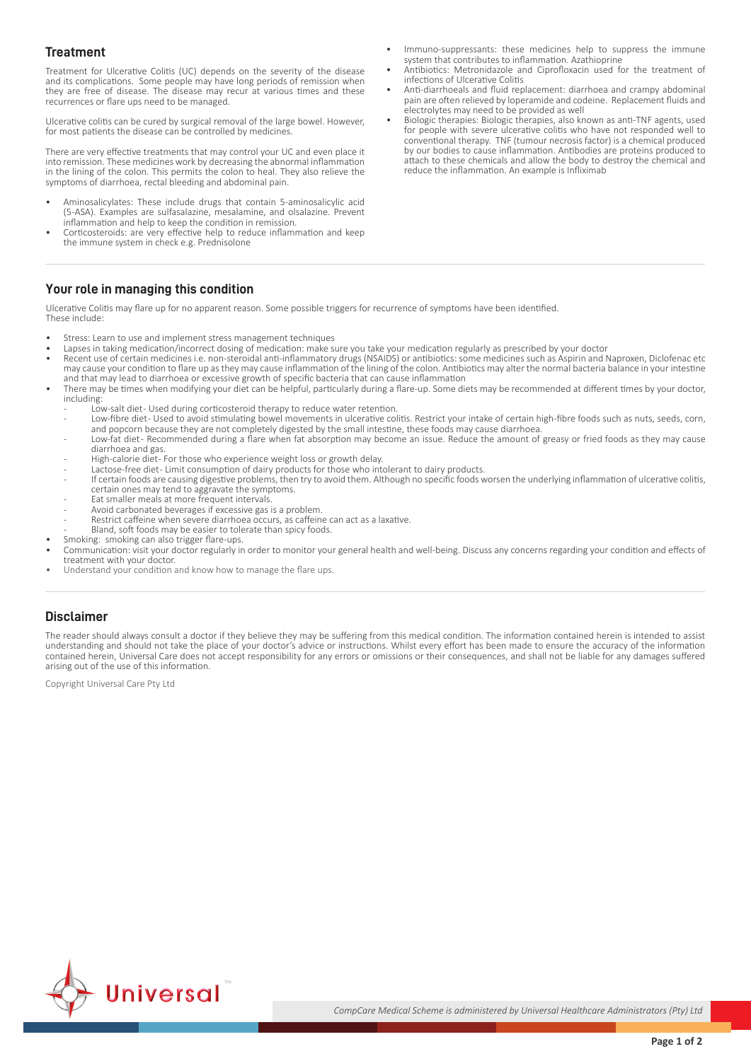## Treatment

Treatment for Ulcerative Colitis (UC) depends on the severity of the disease and its complications. Some people may have long periods of remission when they are free of disease. The disease may recur at various times and these recurrences or flare ups need to be managed.

Ulcerative colitis can be cured by surgical removal of the large bowel. However, for most patients the disease can be controlled by medicines.

There are very effective treatments that may control your UC and even place it into remission. These medicines work by decreasing the abnormal inflammation in the lining of the colon. This permits the colon to heal. They also relieve the symptoms of diarrhoea, rectal bleeding and abdominal pain.

- Aminosalicylates: These include drugs that contain 5-aminosalicylic acid (5-ASA). Examples are sulfasalazine, mesalamine, and olsalazine. Prevent inflammation and help to keep the condition in remission.
- Corticosteroids: are very effective help to reduce inflammation and keep the immune system in check e.g. Prednisolone
- Immuno-suppressants: these medicines help to suppress the immune system that contributes to inflammation. Azathioprine
- Antibiotics: Metronidazole and Ciprofloxacin used for the treatment of infections of Ulcerative Colitis
- Anti-diarrhoeals and fluid replacement: diarrhoea and crampy abdominal pain are often relieved by loperamide and codeine. Replacement fluids and electrolytes may need to be provided as well
- Biologic therapies: Biologic therapies, also known as anti-TNF agents, used for people with severe ulcerative colitis who have not responded well to conventional therapy. TNF (tumour necrosis factor) is a chemical produced by our bodies to cause inflammation. Antibodies are proteins produced to attach to these chemicals and allow the body to destroy the chemical and reduce the inflammation. An example is Infliximab

## Your role in managing this condition

Ulcerative Colitis may flare up for no apparent reason. Some possible triggers for recurrence of symptoms have been identified. These include:

- Stress: Learn to use and implement stress management techniques
- Lapses in taking medication/incorrect dosing of medication: make sure you take your medication regularly as prescribed by your doctor
- Recent use of certain medicines i.e. non-steroidal anti-inflammatory drugs (NSAIDS) or antibiotics: some medicines such as Aspirin and Naproxen, Diclofenac etc may cause your condition to flare up as they may cause inflammation of the lining of the colon. Antibiotics may alter the normal bacteria balance in your intestine and that may lead to diarrhoea or excessive growth of specific bacteria that can cause inflammation
- There may be times when modifying your diet can be helpful, particularly during a flare-up. Some diets may be recommended at different times by your doctor, including:
  - Low-salt diet - Used during corticosteroid therapy to reduce water retention.
  - Low-fibre diet - Used to avoid stimulating bowel movements in ulcerative colitis. Restrict your intake of certain high-fibre foods such as nuts, seeds, corn, and popcorn because they are not completely digested by the small intestine, these foods may cause diarrhoea.
  - Low-fat diet - Recommended during a flare when fat absorption may become an issue. Reduce the amount of greasy or fried foods as they may cause diarrhoea and gas.
  - High-calorie diet - For those who experience weight loss or growth delay.
  - Lactose-free diet - Limit consumption of dairy products for those who intolerant to dairy products.
  - If certain foods are causing digestive problems, then try to avoid them. Although no specific foods worsen the underlying inflammation of ulcerative colitis, certain ones may tend to aggravate the symptoms.
  - Eat smaller meals at more frequent intervals.
  - Avoid carbonated beverages if excessive gas is a problem.
  - Restrict caffeine when severe diarrhoea occurs, as caffeine can act as a laxative.
  - Bland, soft foods may be easier to tolerate than spicy foods.
- Smoking: smoking can also trigger flare-ups.
- Communication: visit your doctor regularly in order to monitor your general health and well-being. Discuss any concerns regarding your condition and effects of treatment with your doctor.
- Understand your condition and know how to manage the flare ups.

## Disclaimer

The reader should always consult a doctor if they believe they may be suffering from this medical condition. The information contained herein is intended to assist understanding and should not take the place of your doctor's advice or instructions. Whilst every effort has been made to ensure the accuracy of the information contained herein, Universal Care does not accept responsibility for any errors or omissions or their consequences, and shall not be liable for any damages suffered arising out of the use of this information.

Copyright Universal Care Pty Ltd

Universal™

*CompCare Medical Scheme is administered by Universal Healthcare Administrators (Pty) Ltd*